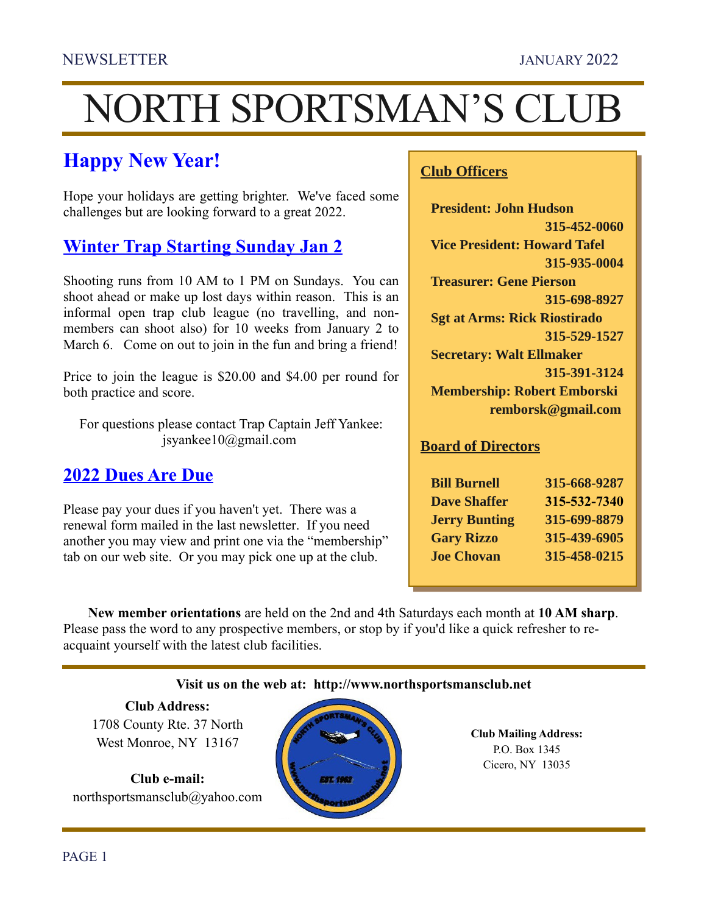NEWSLETTER JANUARY 2022

# NORTH SPORTSMAN'S CLUB

## Happy New Year!

Hope your holidays are getting brighter. We've faced some challenges but are looking forward to a great 2022.

## Winter Trap Starting Sunday Jan 2

Shooting runs from 10 AM to 1 PM on Sundays. You can shoot ahead or make up lost days within reason. This is an informal open trap club league (no travelling, and non-members can shoot also) for 10 weeks from January 2 to March 6. Come on out to join in the fun and bring a friend!

Price to join the league is $20.00 and $4.00 per round for both practice and score.

For questions please contact Trap Captain Jeff Yankee: jsyankee10@gmail.com

## 2022 Dues Are Due

Please pay your dues if you haven't yet. There was a renewal form mailed in the last newsletter. If you need another you may view and print one via the "membership" tab on our web site. Or you may pick one up at the club.

### Club Officers

**President: John Hudson**
**315-452-0060**

**Vice President: Howard Tafel**
**315-935-0004**

**Treasurer: Gene Pierson**
**315-698-8927**

**Sgt at Arms: Rick Riostirado**
**315-529-1527**

**Secretary: Walt Ellmaker**
**315-391-3124**

**Membership: Robert Emborski**
**remborsk@gmail.com**

### Board of Directors

| | |
|---|---|
| **Bill Burnell** | **315-668-9287** |
| **Dave Shaffer** | **315-532-7340** |
| **Jerry Bunting** | **315-699-8879** |
| **Gary Rizzo** | **315-439-6905** |
| **Joe Chovan** | **315-458-0215** |

**New member orientations** are held on the 2nd and 4th Saturdays each month at **10 AM sharp**. Please pass the word to any prospective members, or stop by if you'd like a quick refresher to re-acquaint yourself with the latest club facilities.

**Visit us on the web at: http://www.northsportsmansclub.net**

**Club Address:**
1708 County Rte. 37 North
West Monroe, NY 13167

**Club e-mail:**
northsportsmansclub@yahoo.com

**Club Mailing Address:**
P.O. Box 1345
Cicero, NY 13035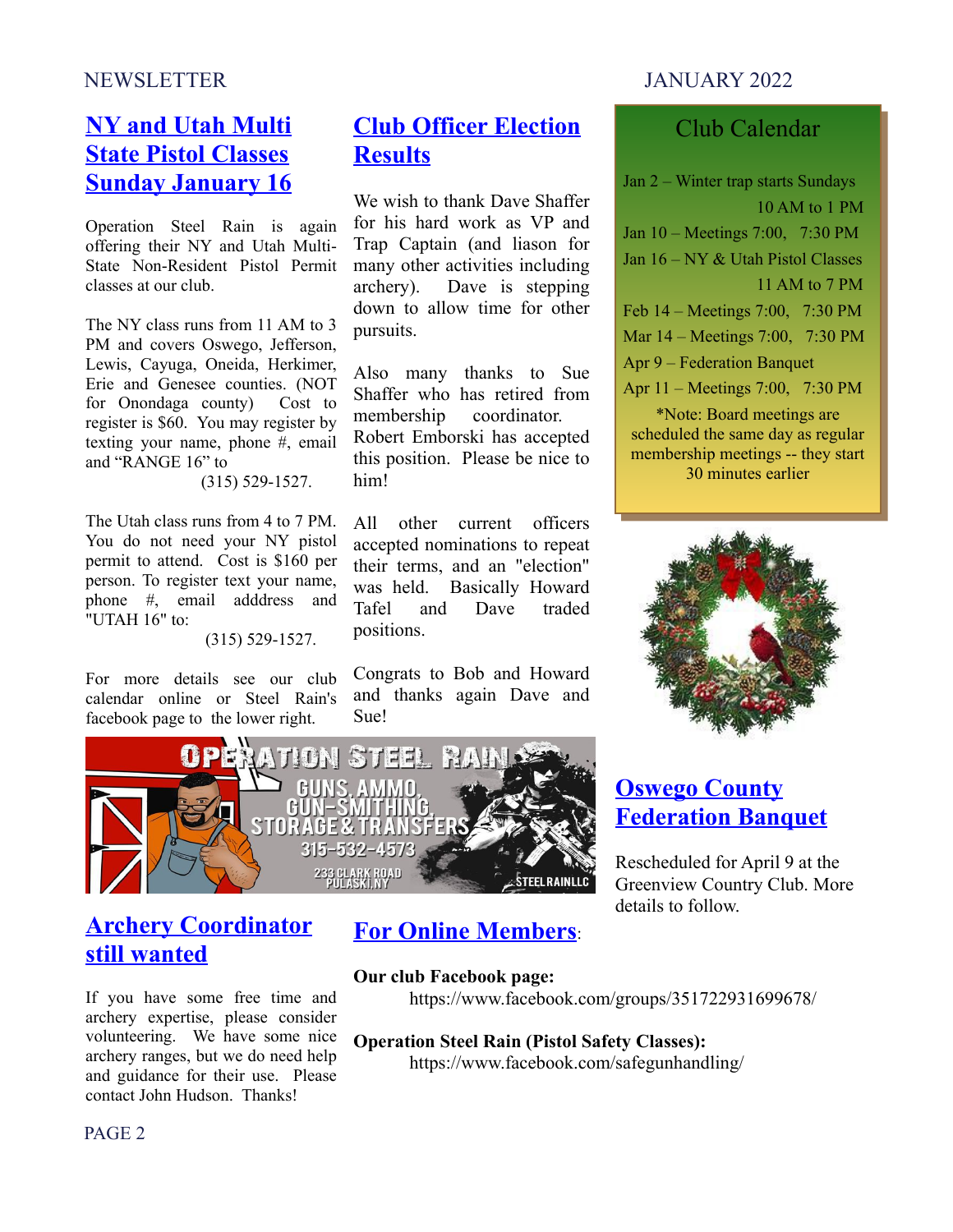## NY and Utah Multi State Pistol Classes Sunday January 16

Operation Steel Rain is again offering their NY and Utah Multi-State Non-Resident Pistol Permit classes at our club.

The NY class runs from 11 AM to 3 PM and covers Oswego, Jefferson, Lewis, Cayuga, Oneida, Herkimer, Erie and Genesee counties. (NOT for Onondaga county) Cost to register is $60. You may register by texting your name, phone #, email and “RANGE 16” to

(315) 529-1527.

The Utah class runs from 4 to 7 PM. You do not need your NY pistol permit to attend. Cost is $160 per person. To register text your name, phone #, email adddress and "UTAH 16" to:

(315) 529-1527.

For more details see our club calendar online or Steel Rain's facebook page to the lower right.

## Club Officer Election Results

We wish to thank Dave Shaffer for his hard work as VP and Trap Captain (and liason for many other activities including archery). Dave is stepping down to allow time for other pursuits.

Also many thanks to Sue Shaffer who has retired from membership coordinator. Robert Emborski has accepted this position. Please be nice to him!

All other current officers accepted nominations to repeat their terms, and an "election" was held. Basically Howard Tafel and Dave traded positions.

Congrats to Bob and Howard and thanks again Dave and Sue!

## Club Calendar

Jan 2 – Winter trap starts Sundays 10 AM to 1 PM

Jan 10 – Meetings 7:00, 7:30 PM

Jan 16 – NY & Utah Pistol Classes 11 AM to 7 PM

Feb 14 – Meetings 7:00, 7:30 PM

Mar 14 – Meetings 7:00, 7:30 PM

Apr 9 – Federation Banquet

Apr 11 – Meetings 7:00, 7:30 PM

*Note: Board meetings are scheduled the same day as regular membership meetings -- they start 30 minutes earlier

OPERATION STEEL RAIN
GUNS, AMMO, GUN-SMITHING, STORAGE & TRANSFERS
315-532-4573
233 CLARK ROAD PULASKI, NY
STEEL RAIN LLC

## Oswego County Federation Banquet

Rescheduled for April 9 at the Greenview Country Club. More details to follow.

## Archery Coordinator still wanted

If you have some free time and archery expertise, please consider volunteering. We have some nice archery ranges, but we do need help and guidance for their use. Please contact John Hudson. Thanks!

## For Online Members:

**Our club Facebook page:**

https://www.facebook.com/groups/351722931699678/

**Operation Steel Rain (Pistol Safety Classes):**

https://www.facebook.com/safegunhandling/